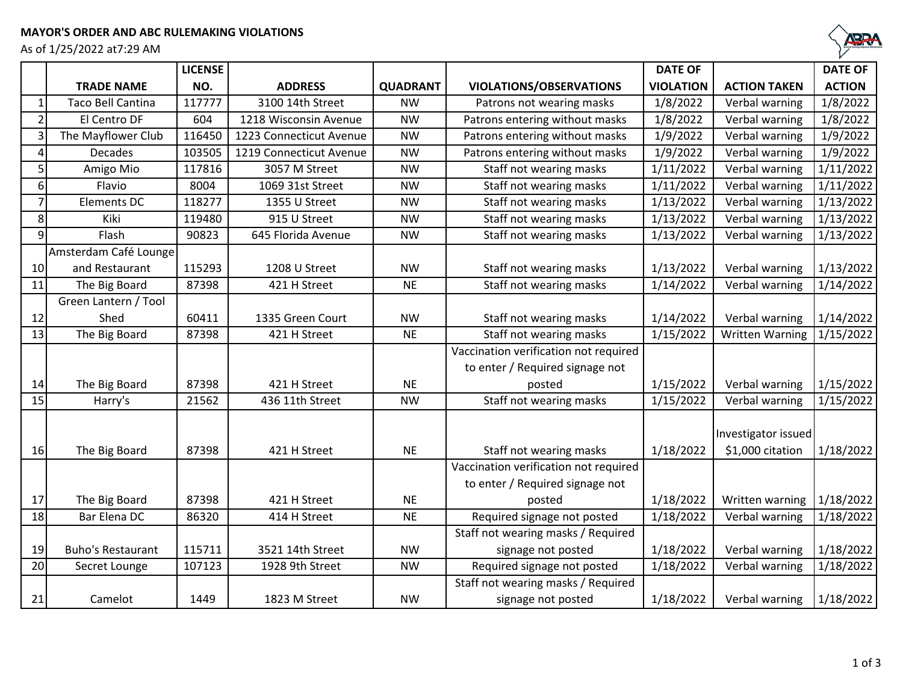**MAYOR'S ORDER AND ABC RULEMAKING VIOLATIONS**

As of 1/25/2022 at7:29 AM

| | TRADE NAME | LICENSE NO. | ADDRESS | QUADRANT | VIOLATIONS/OBSERVATIONS | DATE OF VIOLATION | ACTION TAKEN | DATE OF ACTION |
|---|---|---|---|---|---|---|---|---|
| 1 | Taco Bell Cantina | 117777 | 3100 14th Street | NW | Patrons not wearing masks | 1/8/2022 | Verbal warning | 1/8/2022 |
| 2 | El Centro DF | 604 | 1218 Wisconsin Avenue | NW | Patrons entering without masks | 1/8/2022 | Verbal warning | 1/8/2022 |
| 3 | The Mayflower Club | 116450 | 1223 Connecticut Avenue | NW | Patrons entering without masks | 1/9/2022 | Verbal warning | 1/9/2022 |
| 4 | Decades | 103505 | 1219 Connecticut Avenue | NW | Patrons entering without masks | 1/9/2022 | Verbal warning | 1/9/2022 |
| 5 | Amigo Mio | 117816 | 3057 M Street | NW | Staff not wearing masks | 1/11/2022 | Verbal warning | 1/11/2022 |
| 6 | Flavio | 8004 | 1069 31st Street | NW | Staff not wearing masks | 1/11/2022 | Verbal warning | 1/11/2022 |
| 7 | Elements DC | 118277 | 1355 U Street | NW | Staff not wearing masks | 1/13/2022 | Verbal warning | 1/13/2022 |
| 8 | Kiki | 119480 | 915 U Street | NW | Staff not wearing masks | 1/13/2022 | Verbal warning | 1/13/2022 |
| 9 | Flash | 90823 | 645 Florida Avenue | NW | Staff not wearing masks | 1/13/2022 | Verbal warning | 1/13/2022 |
| 10 | Amsterdam Café Lounge and Restaurant | 115293 | 1208 U Street | NW | Staff not wearing masks | 1/13/2022 | Verbal warning | 1/13/2022 |
| 11 | The Big Board | 87398 | 421 H Street | NE | Staff not wearing masks | 1/14/2022 | Verbal warning | 1/14/2022 |
| 12 | Green Lantern / Tool Shed | 60411 | 1335 Green Court | NW | Staff not wearing masks | 1/14/2022 | Verbal warning | 1/14/2022 |
| 13 | The Big Board | 87398 | 421 H Street | NE | Staff not wearing masks | 1/15/2022 | Written Warning | 1/15/2022 |
| 14 | The Big Board | 87398 | 421 H Street | NE | Vaccination verification not required to enter / Required signage not posted | 1/15/2022 | Verbal warning | 1/15/2022 |
| 15 | Harry's | 21562 | 436 11th Street | NW | Staff not wearing masks | 1/15/2022 | Verbal warning | 1/15/2022 |
| 16 | The Big Board | 87398 | 421 H Street | NE | Staff not wearing masks | 1/18/2022 | Investigator issued $1,000 citation | 1/18/2022 |
| 17 | The Big Board | 87398 | 421 H Street | NE | Vaccination verification not required to enter / Required signage not posted | 1/18/2022 | Written warning | 1/18/2022 |
| 18 | Bar Elena DC | 86320 | 414 H Street | NE | Required signage not posted | 1/18/2022 | Verbal warning | 1/18/2022 |
| 19 | Buho's Restaurant | 115711 | 3521 14th Street | NW | Staff not wearing masks / Required signage not posted | 1/18/2022 | Verbal warning | 1/18/2022 |
| 20 | Secret Lounge | 107123 | 1928 9th Street | NW | Required signage not posted | 1/18/2022 | Verbal warning | 1/18/2022 |
| 21 | Camelot | 1449 | 1823 M Street | NW | Staff not wearing masks / Required signage not posted | 1/18/2022 | Verbal warning | 1/18/2022 |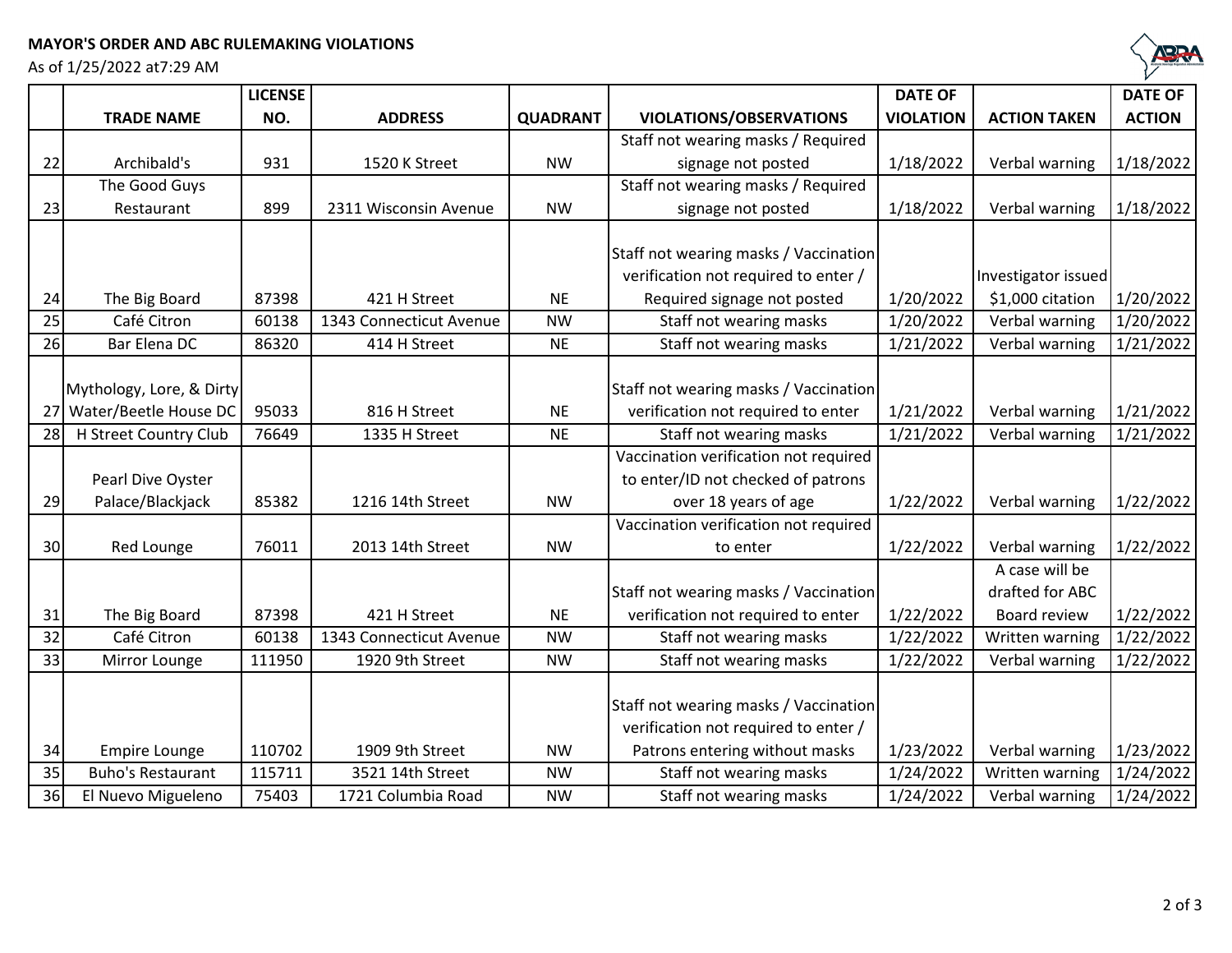**MAYOR'S ORDER AND ABC RULEMAKING VIOLATIONS**

As of 1/25/2022 at7:29 AM

| | TRADE NAME | LICENSE NO. | ADDRESS | QUADRANT | VIOLATIONS/OBSERVATIONS | DATE OF VIOLATION | ACTION TAKEN | DATE OF ACTION |
|---|---|---|---|---|---|---|---|---|
| 22 | Archibald's | 931 | 1520 K Street | NW | Staff not wearing masks / Required signage not posted | 1/18/2022 | Verbal warning | 1/18/2022 |
| 23 | The Good Guys Restaurant | 899 | 2311 Wisconsin Avenue | NW | Staff not wearing masks / Required signage not posted | 1/18/2022 | Verbal warning | 1/18/2022 |
| 24 | The Big Board | 87398 | 421 H Street | NE | Staff not wearing masks / Vaccination verification not required to enter / Required signage not posted | 1/20/2022 | Investigator issued $1,000 citation | 1/20/2022 |
| 25 | Café Citron | 60138 | 1343 Connecticut Avenue | NW | Staff not wearing masks | 1/20/2022 | Verbal warning | 1/20/2022 |
| 26 | Bar Elena DC | 86320 | 414 H Street | NE | Staff not wearing masks | 1/21/2022 | Verbal warning | 1/21/2022 |
| 27 | Mythology, Lore, & Dirty Water/Beetle House DC | 95033 | 816 H Street | NE | Staff not wearing masks / Vaccination verification not required to enter | 1/21/2022 | Verbal warning | 1/21/2022 |
| 28 | H Street Country Club | 76649 | 1335 H Street | NE | Staff not wearing masks | 1/21/2022 | Verbal warning | 1/21/2022 |
| 29 | Pearl Dive Oyster Palace/Blackjack | 85382 | 1216 14th Street | NW | Vaccination verification not required to enter/ID not checked of patrons over 18 years of age | 1/22/2022 | Verbal warning | 1/22/2022 |
| 30 | Red Lounge | 76011 | 2013 14th Street | NW | Vaccination verification not required to enter | 1/22/2022 | Verbal warning | 1/22/2022 |
| 31 | The Big Board | 87398 | 421 H Street | NE | Staff not wearing masks / Vaccination verification not required to enter | 1/22/2022 | A case will be drafted for ABC Board review | 1/22/2022 |
| 32 | Café Citron | 60138 | 1343 Connecticut Avenue | NW | Staff not wearing masks | 1/22/2022 | Written warning | 1/22/2022 |
| 33 | Mirror Lounge | 111950 | 1920 9th Street | NW | Staff not wearing masks | 1/22/2022 | Verbal warning | 1/22/2022 |
| 34 | Empire Lounge | 110702 | 1909 9th Street | NW | Staff not wearing masks / Vaccination verification not required to enter / Patrons entering without masks | 1/23/2022 | Verbal warning | 1/23/2022 |
| 35 | Buho's Restaurant | 115711 | 3521 14th Street | NW | Staff not wearing masks | 1/24/2022 | Written warning | 1/24/2022 |
| 36 | El Nuevo Migueleno | 75403 | 1721 Columbia Road | NW | Staff not wearing masks | 1/24/2022 | Verbal warning | 1/24/2022 |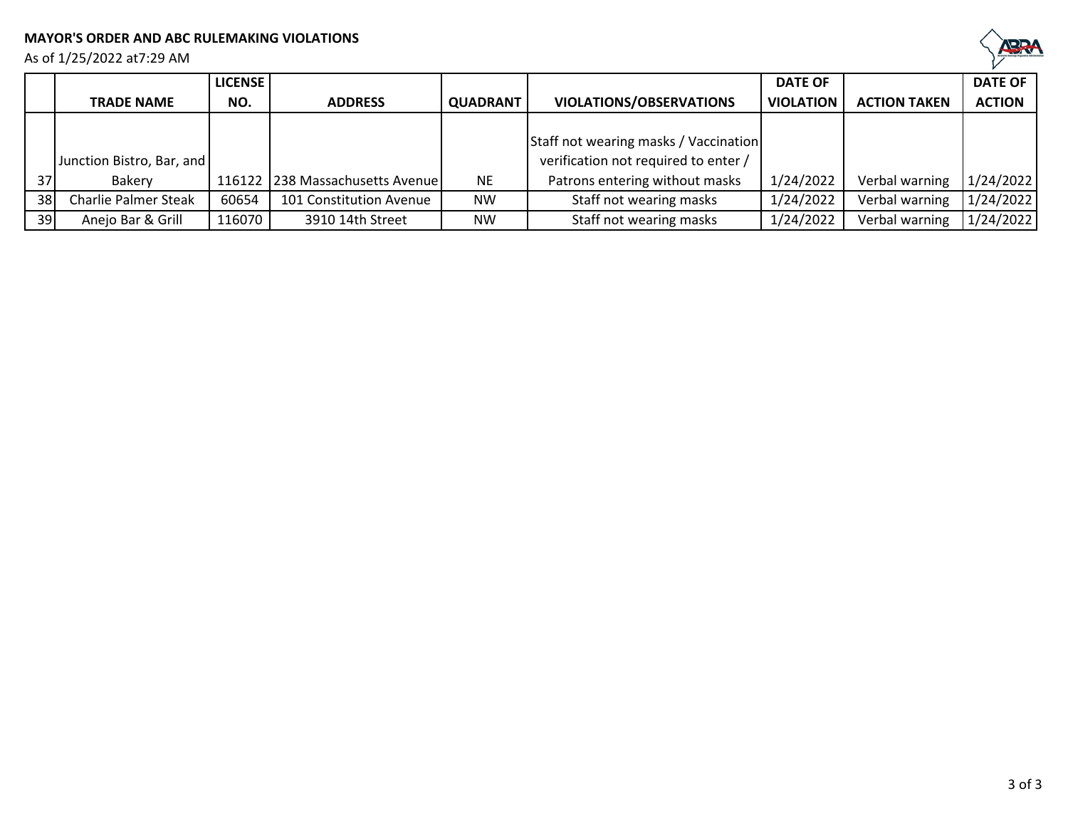**MAYOR'S ORDER AND ABC RULEMAKING VIOLATIONS**

As of 1/25/2022 at7:29 AM

| | TRADE NAME | LICENSE NO. | ADDRESS | QUADRANT | VIOLATIONS/OBSERVATIONS | DATE OF VIOLATION | ACTION TAKEN | DATE OF ACTION |
|---|---|---|---|---|---|---|---|---|
| 37 | Junction Bistro, Bar, and Bakery | 116122 | 238 Massachusetts Avenue | NE | Staff not wearing masks / Vaccination verification not required to enter / Patrons entering without masks | 1/24/2022 | Verbal warning | 1/24/2022 |
| 38 | Charlie Palmer Steak | 60654 | 101 Constitution Avenue | NW | Staff not wearing masks | 1/24/2022 | Verbal warning | 1/24/2022 |
| 39 | Anejo Bar & Grill | 116070 | 3910 14th Street | NW | Staff not wearing masks | 1/24/2022 | Verbal warning | 1/24/2022 |